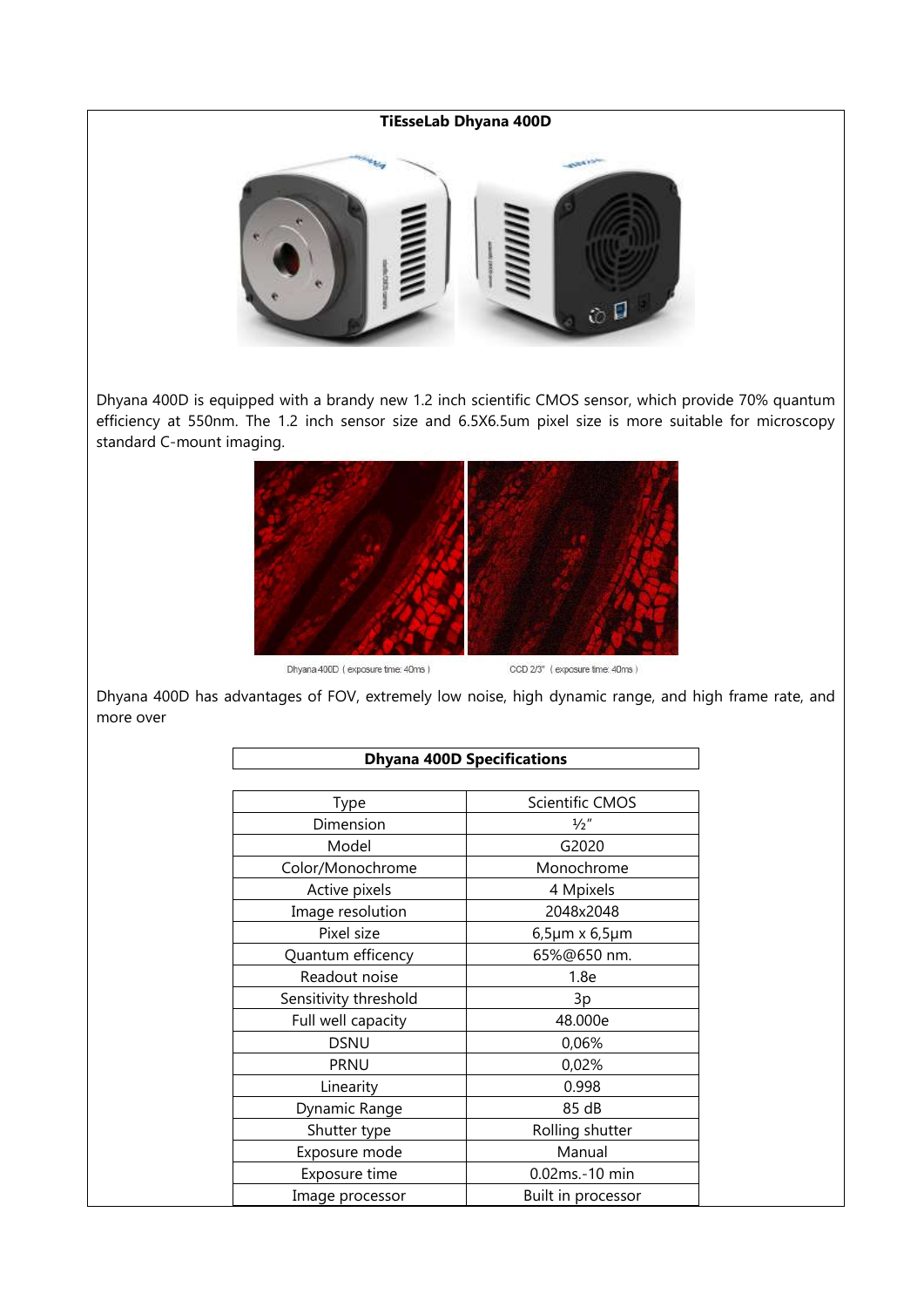**TiEsseLab Dhyana 400D**

Dhyana 400D is equipped with a brandy new 1.2 inch scientific CMOS sensor, which provide 70% quantum efficiency at 550nm. The 1.2 inch sensor size and 6.5X6.5um pixel size is more suitable for microscopy standard C-mount imaging.

Dhyana 400D ( exposure time: 40ms ) CCD 2/3" ( exposure time: 40ms )

Dhyana 400D has advantages of FOV, extremely low noise, high dynamic range, and high frame rate, and more over

| **Dhyana 400D Specifications** | |
|---|---|
| Type | Scientific CMOS |
| Dimension | ½" |
| Model | G2020 |
| Color/Monochrome | Monochrome |
| Active pixels | 4 Mpixels |
| Image resolution | 2048x2048 |
| Pixel size | 6,5µm x 6,5µm |
| Quantum efficency | 65%@650 nm. |
| Readout noise | 1.8e |
| Sensitivity threshold | 3p |
| Full well capacity | 48.000e |
| DSNU | 0,06% |
| PRNU | 0,02% |
| Linearity | 0.998 |
| Dynamic Range | 85 dB |
| Shutter type | Rolling shutter |
| Exposure mode | Manual |
| Exposure time | 0.02ms.-10 min |
| Image processor | Built in processor |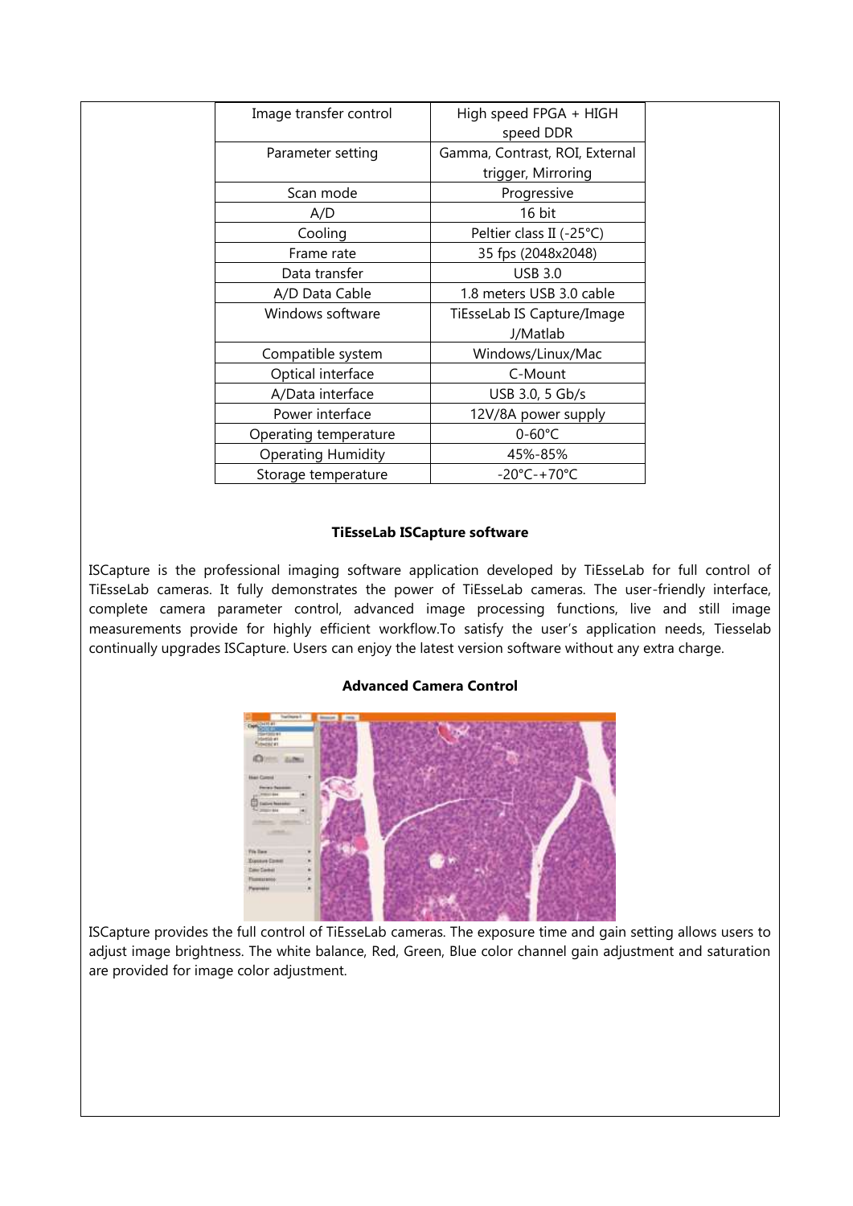| Image transfer control | High speed FPGA + HIGH speed DDR |
|---|---|
| Parameter setting | Gamma, Contrast, ROI, External trigger, Mirroring |
| Scan mode | Progressive |
| A/D | 16 bit |
| Cooling | Peltier class II (-25°C) |
| Frame rate | 35 fps (2048x2048) |
| Data transfer | USB 3.0 |
| A/D Data Cable | 1.8 meters USB 3.0 cable |
| Windows software | TiEsseLab IS Capture/Image J/Matlab |
| Compatible system | Windows/Linux/Mac |
| Optical interface | C-Mount |
| A/Data interface | USB 3.0, 5 Gb/s |
| Power interface | 12V/8A power supply |
| Operating temperature | 0-60°C |
| Operating Humidity | 45%-85% |
| Storage temperature | -20°C-+70°C |

**TiEsseLab ISCapture software**

ISCapture is the professional imaging software application developed by TiEsseLab for full control of TiEsseLab cameras. It fully demonstrates the power of TiEsseLab cameras. The user-friendly interface, complete camera parameter control, advanced image processing functions, live and still image measurements provide for highly efficient workflow.To satisfy the user's application needs, Tiesselab continually upgrades ISCapture. Users can enjoy the latest version software without any extra charge.

**Advanced Camera Control**

ISCapture provides the full control of TiEsseLab cameras. The exposure time and gain setting allows users to adjust image brightness. The white balance, Red, Green, Blue color channel gain adjustment and saturation are provided for image color adjustment.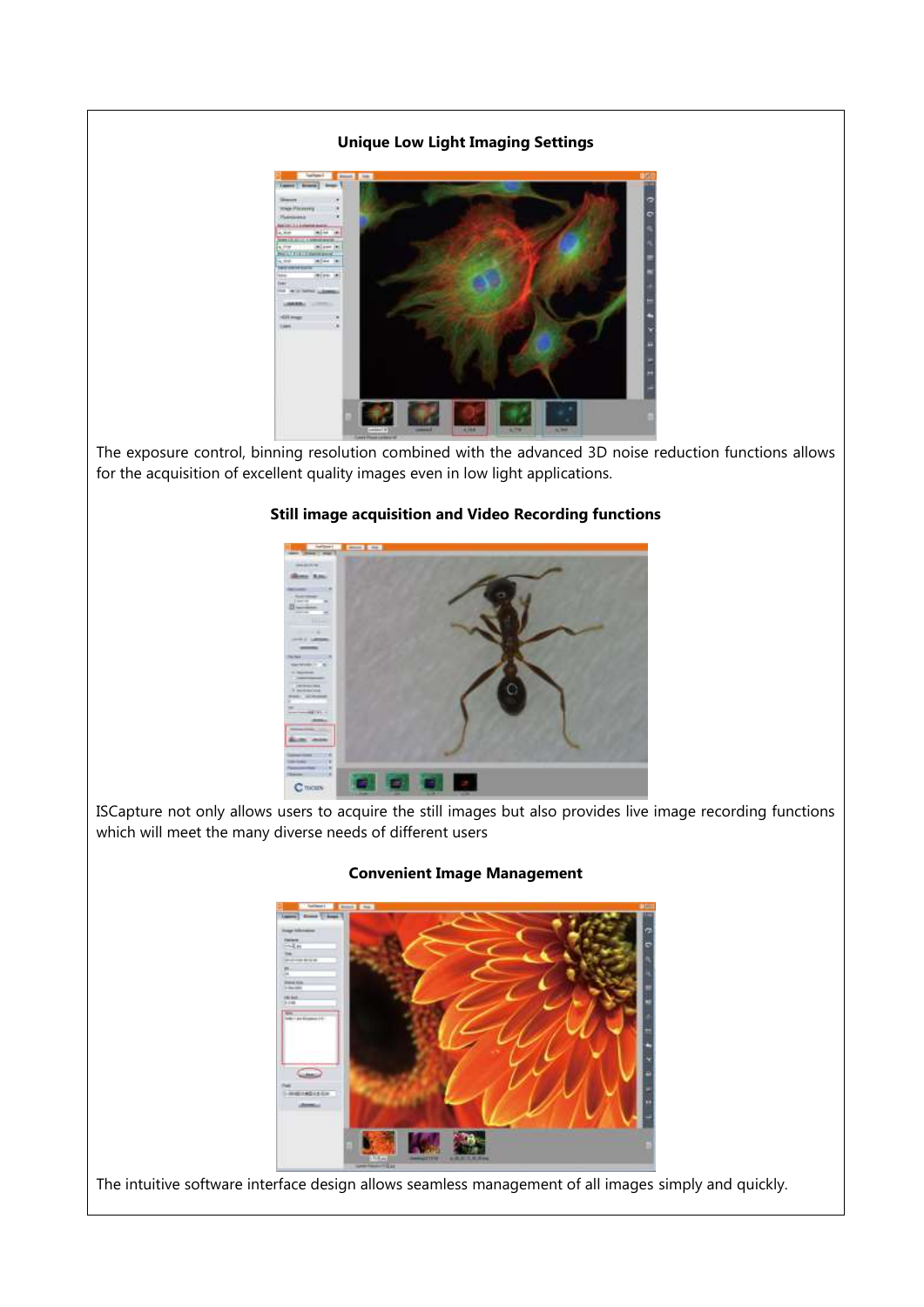### Unique Low Light Imaging Settings

The exposure control, binning resolution combined with the advanced 3D noise reduction functions allows for the acquisition of excellent quality images even in low light applications.

### Still image acquisition and Video Recording functions

ISCapture not only allows users to acquire the still images but also provides live image recording functions which will meet the many diverse needs of different users

### Convenient Image Management

The intuitive software interface design allows seamless management of all images simply and quickly.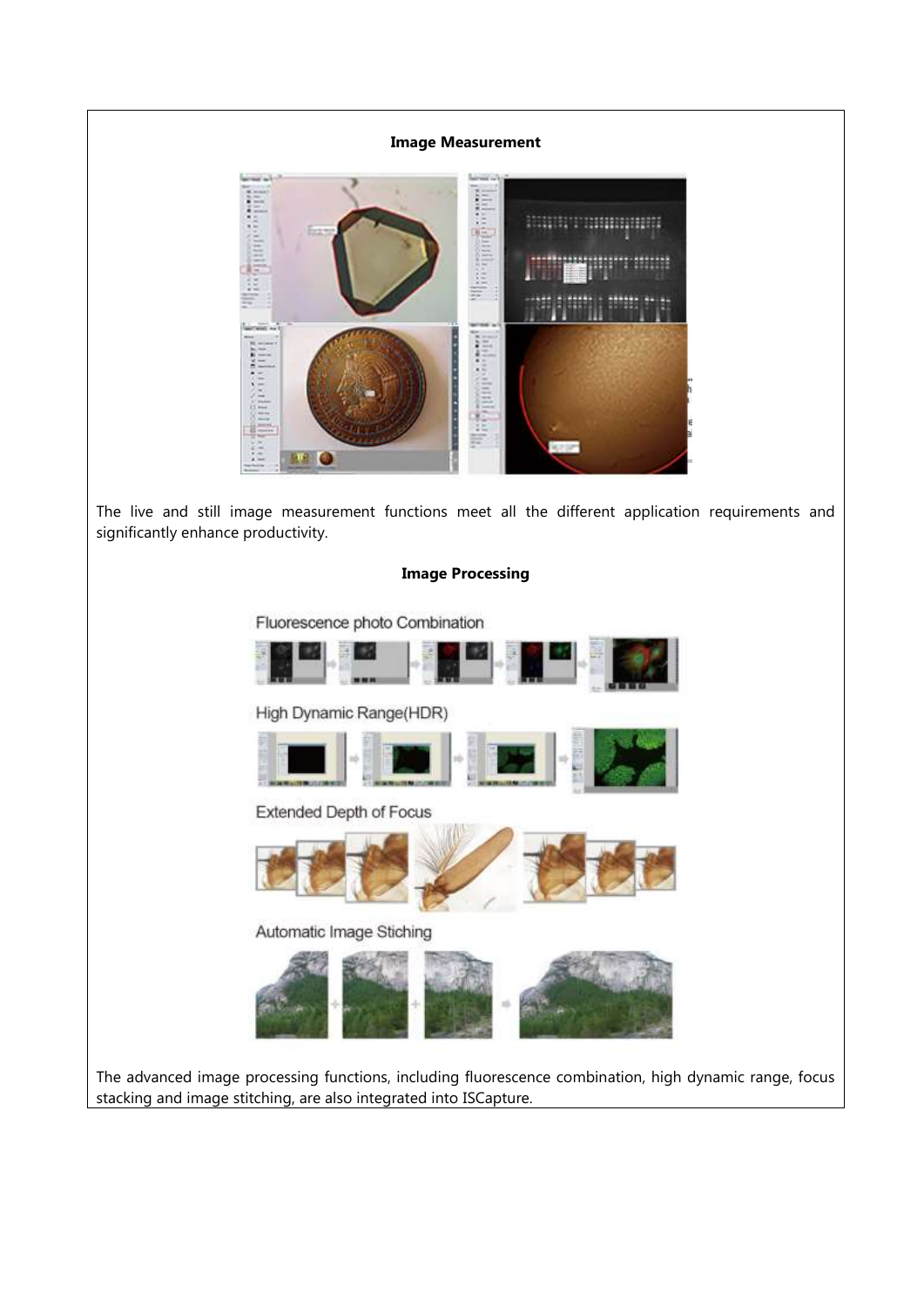**Image Measurement**

The live and still image measurement functions meet all the different application requirements and significantly enhance productivity.

**Image Processing**

Fluorescence photo Combination

High Dynamic Range(HDR)

Extended Depth of Focus

Automatic Image Stiching

The advanced image processing functions, including fluorescence combination, high dynamic range, focus stacking and image stitching, are also integrated into ISCapture.